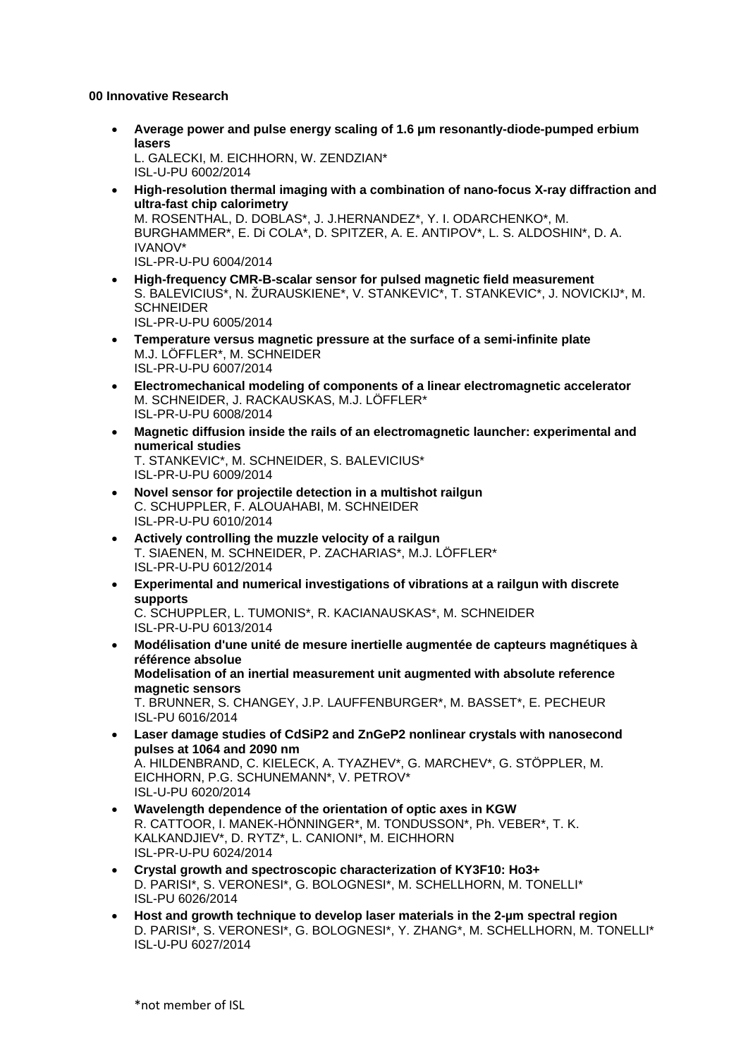**00 Innovative Research**

- **Average power and pulse energy scaling of 1.6 µm resonantly-diode-pumped erbium lasers**
  L. GALECKI, M. EICHHORN, W. ZENDZIAN*
  ISL-U-PU 6002/2014
- **High-resolution thermal imaging with a combination of nano-focus X-ray diffraction and ultra-fast chip calorimetry**
  M. ROSENTHAL, D. DOBLAS*, J. J.HERNANDEZ*, Y. I. ODARCHENKO*, M. BURGHAMMER*, E. Di COLA*, D. SPITZER, A. E. ANTIPOV*, L. S. ALDOSHIN*, D. A. IVANOV*
  ISL-PR-U-PU 6004/2014
- **High-frequency CMR-B-scalar sensor for pulsed magnetic field measurement**
  S. BALEVICIUS*, N. ŽURAUSKIENE*, V. STANKEVIC*, T. STANKEVIC*, J. NOVICKIJ*, M. SCHNEIDER
  ISL-PR-U-PU 6005/2014
- **Temperature versus magnetic pressure at the surface of a semi-infinite plate**
  M.J. LÖFFLER*, M. SCHNEIDER
  ISL-PR-U-PU 6007/2014
- **Electromechanical modeling of components of a linear electromagnetic accelerator**
  M. SCHNEIDER, J. RACKAUSKAS, M.J. LÖFFLER*
  ISL-PR-U-PU 6008/2014
- **Magnetic diffusion inside the rails of an electromagnetic launcher: experimental and numerical studies**
  T. STANKEVIC*, M. SCHNEIDER, S. BALEVICIUS*
  ISL-PR-U-PU 6009/2014
- **Novel sensor for projectile detection in a multishot railgun**
  C. SCHUPPLER, F. ALOUAHABI, M. SCHNEIDER
  ISL-PR-U-PU 6010/2014
- **Actively controlling the muzzle velocity of a railgun**
  T. SIAENEN, M. SCHNEIDER, P. ZACHARIAS*, M.J. LÖFFLER*
  ISL-PR-U-PU 6012/2014
- **Experimental and numerical investigations of vibrations at a railgun with discrete supports**
  C. SCHUPPLER, L. TUMONIS*, R. KACIANAUSKAS*, M. SCHNEIDER
  ISL-PR-U-PU 6013/2014
- **Modélisation d'une unité de mesure inertielle augmentée de capteurs magnétiques à référence absolue**
  **Modelisation of an inertial measurement unit augmented with absolute reference magnetic sensors**
  T. BRUNNER, S. CHANGEY, J.P. LAUFFENBURGER*, M. BASSET*, E. PECHEUR
  ISL-PU 6016/2014
- **Laser damage studies of CdSiP2 and ZnGeP2 nonlinear crystals with nanosecond pulses at 1064 and 2090 nm**
  A. HILDENBRAND, C. KIELECK, A. TYAZHEV*, G. MARCHEV*, G. STÖPPLER, M. EICHHORN, P.G. SCHUNEMANN*, V. PETROV*
  ISL-U-PU 6020/2014
- **Wavelength dependence of the orientation of optic axes in KGW**
  R. CATTOOR, I. MANEK-HÖNNINGER*, M. TONDUSSON*, Ph. VEBER*, T. K. KALKANDJIEV*, D. RYTZ*, L. CANIONI*, M. EICHHORN
  ISL-PR-U-PU 6024/2014
- **Crystal growth and spectroscopic characterization of KY3F10: Ho3+**
  D. PARISI*, S. VERONESI*, G. BOLOGNESI*, M. SCHELLHORN, M. TONELLI*
  ISL-PU 6026/2014
- **Host and growth technique to develop laser materials in the 2-µm spectral region**
  D. PARISI*, S. VERONESI*, G. BOLOGNESI*, Y. ZHANG*, M. SCHELLHORN, M. TONELLI*
  ISL-U-PU 6027/2014

*not member of ISL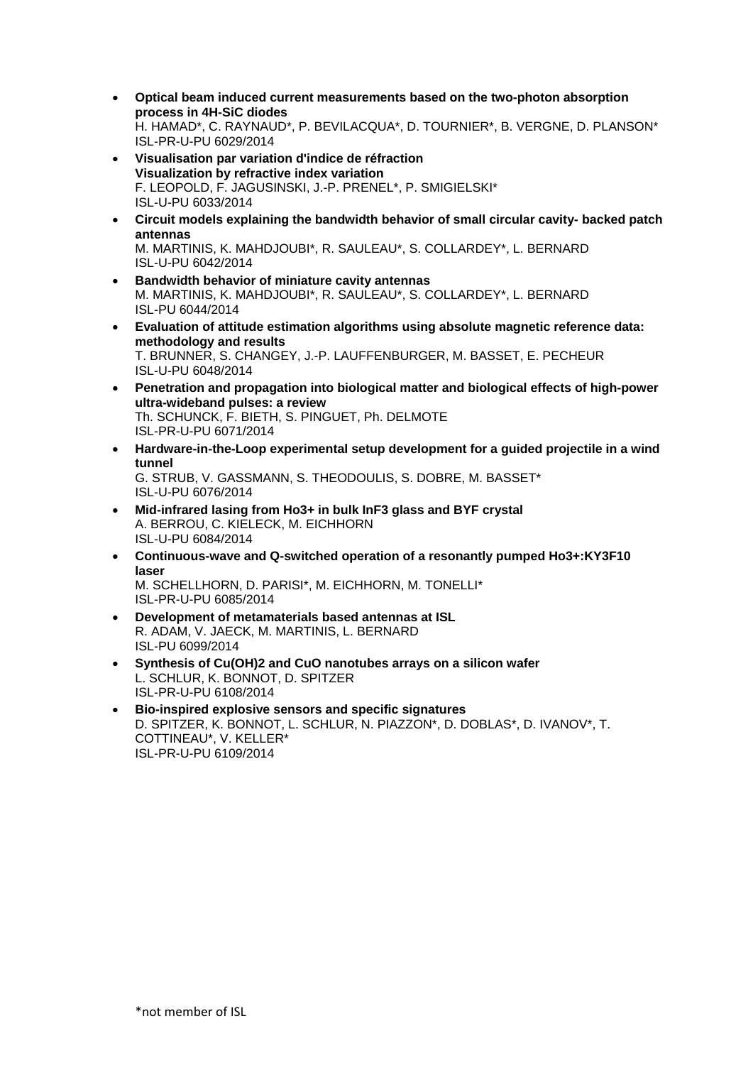- **Optical beam induced current measurements based on the two-photon absorption process in 4H-SiC diodes**
  H. HAMAD*, C. RAYNAUD*, P. BEVILACQUA*, D. TOURNIER*, B. VERGNE, D. PLANSON*
  ISL-PR-U-PU 6029/2014
- **Visualisation par variation d'indice de réfraction**
  **Visualization by refractive index variation**
  F. LEOPOLD, F. JAGUSINSKI, J.-P. PRENEL*, P. SMIGIELSKI*
  ISL-U-PU 6033/2014
- **Circuit models explaining the bandwidth behavior of small circular cavity- backed patch antennas**
  M. MARTINIS, K. MAHDJOUBI*, R. SAULEAU*, S. COLLARDEY*, L. BERNARD
  ISL-U-PU 6042/2014
- **Bandwidth behavior of miniature cavity antennas**
  M. MARTINIS, K. MAHDJOUBI*, R. SAULEAU*, S. COLLARDEY*, L. BERNARD
  ISL-PU 6044/2014
- **Evaluation of attitude estimation algorithms using absolute magnetic reference data: methodology and results**
  T. BRUNNER, S. CHANGEY, J.-P. LAUFFENBURGER, M. BASSET, E. PECHEUR
  ISL-U-PU 6048/2014
- **Penetration and propagation into biological matter and biological effects of high-power ultra-wideband pulses: a review**
  Th. SCHUNCK, F. BIETH, S. PINGUET, Ph. DELMOTE
  ISL-PR-U-PU 6071/2014
- **Hardware-in-the-Loop experimental setup development for a guided projectile in a wind tunnel**
  G. STRUB, V. GASSMANN, S. THEODOULIS, S. DOBRE, M. BASSET*
  ISL-U-PU 6076/2014
- **Mid-infrared lasing from Ho3+ in bulk InF3 glass and BYF crystal**
  A. BERROU, C. KIELECK, M. EICHHORN
  ISL-U-PU 6084/2014
- **Continuous-wave and Q-switched operation of a resonantly pumped Ho3+:KY3F10 laser**
  M. SCHELLHORN, D. PARISI*, M. EICHHORN, M. TONELLI*
  ISL-PR-U-PU 6085/2014
- **Development of metamaterials based antennas at ISL**
  R. ADAM, V. JAECK, M. MARTINIS, L. BERNARD
  ISL-PU 6099/2014
- **Synthesis of Cu(OH)2 and CuO nanotubes arrays on a silicon wafer**
  L. SCHLUR, K. BONNOT, D. SPITZER
  ISL-PR-U-PU 6108/2014
- **Bio-inspired explosive sensors and specific signatures**
  D. SPITZER, K. BONNOT, L. SCHLUR, N. PIAZZON*, D. DOBLAS*, D. IVANOV*, T. COTTINEAU*, V. KELLER*
  ISL-PR-U-PU 6109/2014

*not member of ISL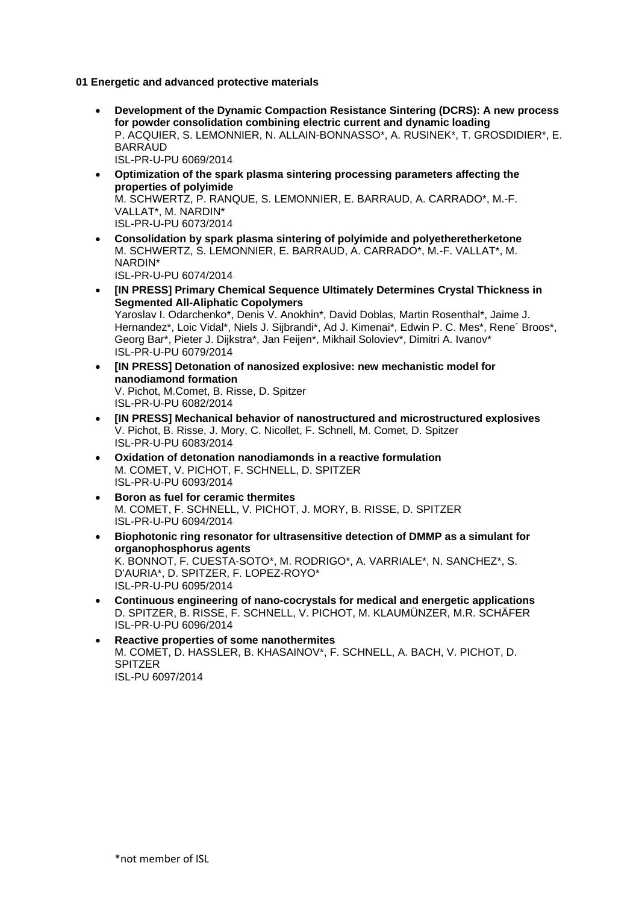**01 Energetic and advanced protective materials**

- **Development of the Dynamic Compaction Resistance Sintering (DCRS): A new process for powder consolidation combining electric current and dynamic loading**
  P. ACQUIER, S. LEMONNIER, N. ALLAIN-BONNASSO*, A. RUSINEK*, T. GROSDIDIER*, E. BARRAUD
  ISL-PR-U-PU 6069/2014
- **Optimization of the spark plasma sintering processing parameters affecting the properties of polyimide**
  M. SCHWERTZ, P. RANQUE, S. LEMONNIER, E. BARRAUD, A. CARRADO*, M.-F. VALLAT*, M. NARDIN*
  ISL-PR-U-PU 6073/2014
- **Consolidation by spark plasma sintering of polyimide and polyetheretherketone**
  M. SCHWERTZ, S. LEMONNIER, E. BARRAUD, A. CARRADO*, M.-F. VALLAT*, M. NARDIN*
  ISL-PR-U-PU 6074/2014
- **[IN PRESS] Primary Chemical Sequence Ultimately Determines Crystal Thickness in Segmented All-Aliphatic Copolymers**
  Yaroslav I. Odarchenko*, Denis V. Anokhin*, David Doblas, Martin Rosenthal*, Jaime J. Hernandez*, Loic Vidal*, Niels J. Sijbrandi*, Ad J. Kimenai*, Edwin P. C. Mes*, Rene´ Broos*, Georg Bar*, Pieter J. Dijkstra*, Jan Feijen*, Mikhail Soloviev*, Dimitri A. Ivanov*
  ISL-PR-U-PU 6079/2014
- **[IN PRESS] Detonation of nanosized explosive: new mechanistic model for nanodiamond formation**
  V. Pichot, M.Comet, B. Risse, D. Spitzer
  ISL-PR-U-PU 6082/2014
- **[IN PRESS] Mechanical behavior of nanostructured and microstructured explosives**
  V. Pichot, B. Risse, J. Mory, C. Nicollet, F. Schnell, M. Comet, D. Spitzer
  ISL-PR-U-PU 6083/2014
- **Oxidation of detonation nanodiamonds in a reactive formulation**
  M. COMET, V. PICHOT, F. SCHNELL, D. SPITZER
  ISL-PR-U-PU 6093/2014
- **Boron as fuel for ceramic thermites**
  M. COMET, F. SCHNELL, V. PICHOT, J. MORY, B. RISSE, D. SPITZER
  ISL-PR-U-PU 6094/2014
- **Biophotonic ring resonator for ultrasensitive detection of DMMP as a simulant for organophosphorus agents**
  K. BONNOT, F. CUESTA-SOTO*, M. RODRIGO*, A. VARRIALE*, N. SANCHEZ*, S. D'AURIA*, D. SPITZER, F. LOPEZ-ROYO*
  ISL-PR-U-PU 6095/2014
- **Continuous engineering of nano-cocrystals for medical and energetic applications**
  D. SPITZER, B. RISSE, F. SCHNELL, V. PICHOT, M. KLAUMÜNZER, M.R. SCHÄFER
  ISL-PR-U-PU 6096/2014
- **Reactive properties of some nanothermites**
  M. COMET, D. HASSLER, B. KHASAINOV*, F. SCHNELL, A. BACH, V. PICHOT, D. SPITZER
  ISL-PU 6097/2014

*not member of ISL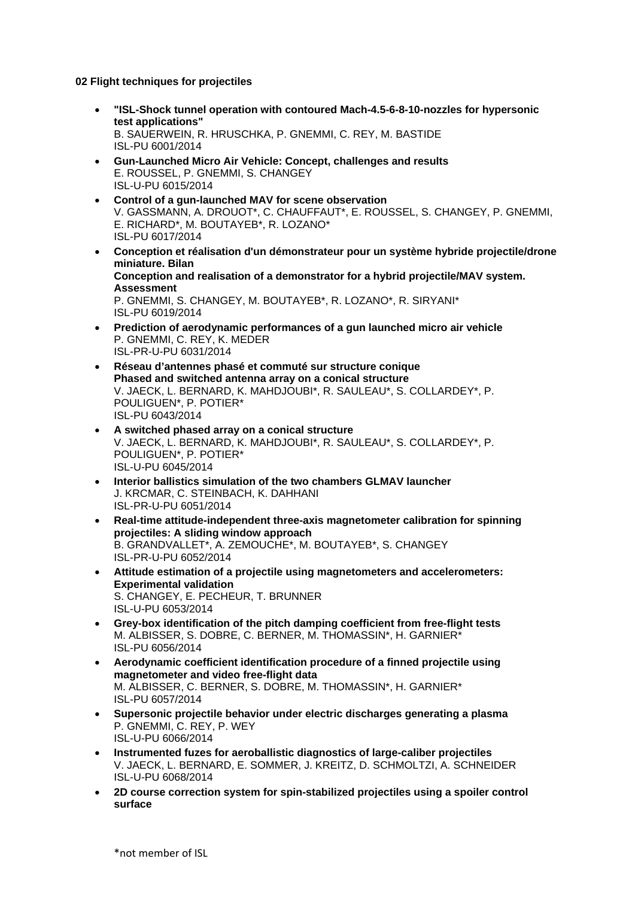**02 Flight techniques for projectiles**

- **"ISL-Shock tunnel operation with contoured Mach-4.5-6-8-10-nozzles for hypersonic test applications"**
  B. SAUERWEIN, R. HRUSCHKA, P. GNEMMI, C. REY, M. BASTIDE
  ISL-PU 6001/2014
- **Gun-Launched Micro Air Vehicle: Concept, challenges and results**
  E. ROUSSEL, P. GNEMMI, S. CHANGEY
  ISL-U-PU 6015/2014
- **Control of a gun-launched MAV for scene observation**
  V. GASSMANN, A. DROUOT*, C. CHAUFFAUT*, E. ROUSSEL, S. CHANGEY, P. GNEMMI, E. RICHARD*, M. BOUTAYEB*, R. LOZANO*
  ISL-PU 6017/2014
- **Conception et réalisation d'un démonstrateur pour un système hybride projectile/drone miniature. Bilan**
  **Conception and realisation of a demonstrator for a hybrid projectile/MAV system. Assessment**
  P. GNEMMI, S. CHANGEY, M. BOUTAYEB*, R. LOZANO*, R. SIRYANI*
  ISL-PU 6019/2014
- **Prediction of aerodynamic performances of a gun launched micro air vehicle**
  P. GNEMMI, C. REY, K. MEDER
  ISL-PR-U-PU 6031/2014
- **Réseau d'antennes phasé et commuté sur structure conique**
  **Phased and switched antenna array on a conical structure**
  V. JAECK, L. BERNARD, K. MAHDJOUBI*, R. SAULEAU*, S. COLLARDEY*, P. POULIGUEN*, P. POTIER*
  ISL-PU 6043/2014
- **A switched phased array on a conical structure**
  V. JAECK, L. BERNARD, K. MAHDJOUBI*, R. SAULEAU*, S. COLLARDEY*, P. POULIGUEN*, P. POTIER*
  ISL-U-PU 6045/2014
- **Interior ballistics simulation of the two chambers GLMAV launcher**
  J. KRCMAR, C. STEINBACH, K. DAHHANI
  ISL-PR-U-PU 6051/2014
- **Real-time attitude-independent three-axis magnetometer calibration for spinning projectiles: A sliding window approach**
  B. GRANDVALLET*, A. ZEMOUCHE*, M. BOUTAYEB*, S. CHANGEY
  ISL-PR-U-PU 6052/2014
- **Attitude estimation of a projectile using magnetometers and accelerometers: Experimental validation**
  S. CHANGEY, E. PECHEUR, T. BRUNNER
  ISL-U-PU 6053/2014
- **Grey-box identification of the pitch damping coefficient from free-flight tests**
  M. ALBISSER, S. DOBRE, C. BERNER, M. THOMASSIN*, H. GARNIER*
  ISL-PU 6056/2014
- **Aerodynamic coefficient identification procedure of a finned projectile using magnetometer and video free-flight data**
  M. ALBISSER, C. BERNER, S. DOBRE, M. THOMASSIN*, H. GARNIER*
  ISL-PU 6057/2014
- **Supersonic projectile behavior under electric discharges generating a plasma**
  P. GNEMMI, C. REY, P. WEY
  ISL-U-PU 6066/2014
- **Instrumented fuzes for aeroballistic diagnostics of large-caliber projectiles**
  V. JAECK, L. BERNARD, E. SOMMER, J. KREITZ, D. SCHMOLTZI, A. SCHNEIDER
  ISL-U-PU 6068/2014
- **2D course correction system for spin-stabilized projectiles using a spoiler control surface**

*not member of ISL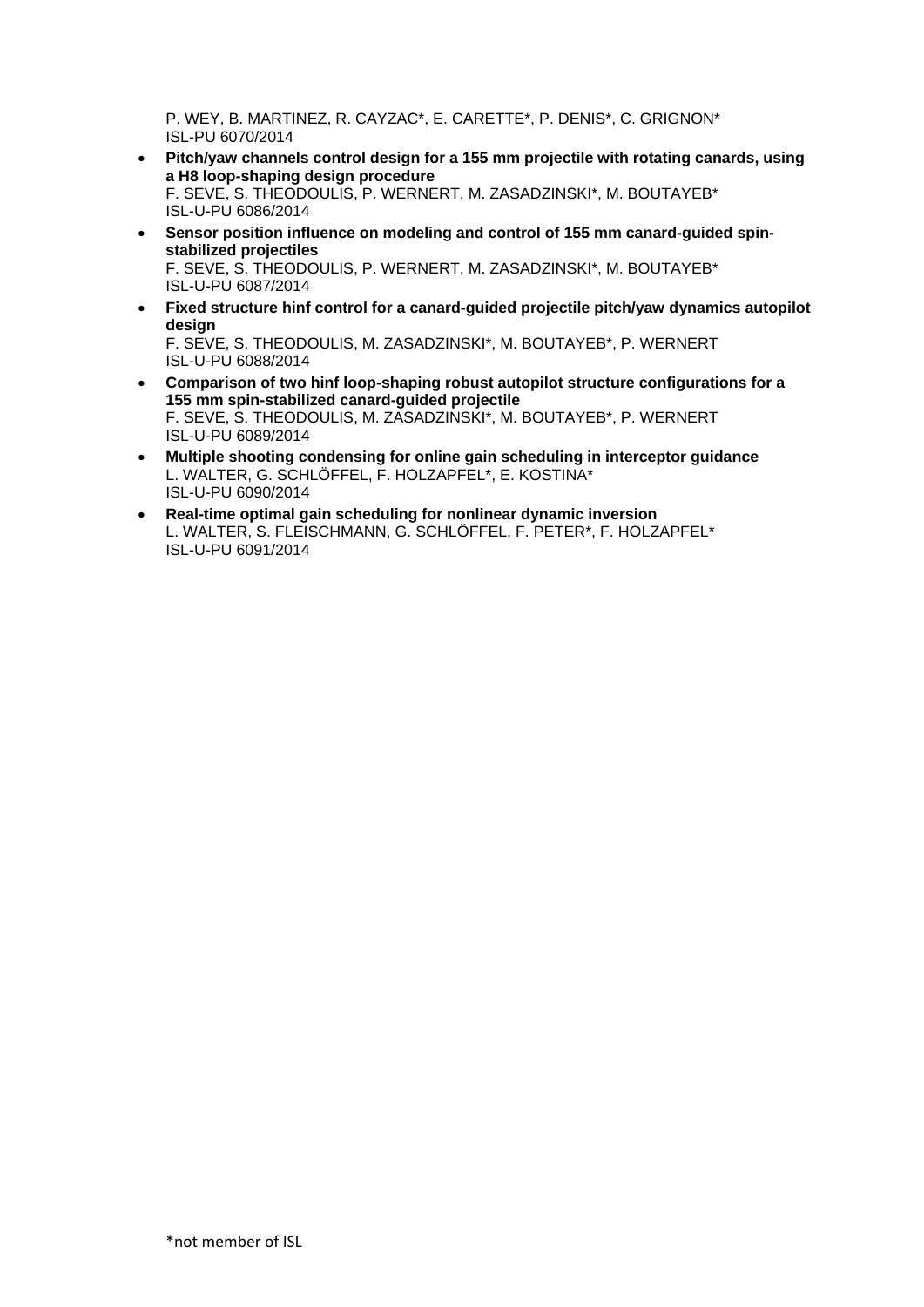P. WEY, B. MARTINEZ, R. CAYZAC*, E. CARETTE*, P. DENIS*, C. GRIGNON*
ISL-PU 6070/2014

- **Pitch/yaw channels control design for a 155 mm projectile with rotating canards, using a H8 loop-shaping design procedure**
  F. SEVE, S. THEODOULIS, P. WERNERT, M. ZASADZINSKI*, M. BOUTAYEB*
  ISL-U-PU 6086/2014
- **Sensor position influence on modeling and control of 155 mm canard-guided spin-stabilized projectiles**
  F. SEVE, S. THEODOULIS, P. WERNERT, M. ZASADZINSKI*, M. BOUTAYEB*
  ISL-U-PU 6087/2014
- **Fixed structure hinf control for a canard-guided projectile pitch/yaw dynamics autopilot design**
  F. SEVE, S. THEODOULIS, M. ZASADZINSKI*, M. BOUTAYEB*, P. WERNERT
  ISL-U-PU 6088/2014
- **Comparison of two hinf loop-shaping robust autopilot structure configurations for a 155 mm spin-stabilized canard-guided projectile**
  F. SEVE, S. THEODOULIS, M. ZASADZINSKI*, M. BOUTAYEB*, P. WERNERT
  ISL-U-PU 6089/2014
- **Multiple shooting condensing for online gain scheduling in interceptor guidance**
  L. WALTER, G. SCHLÖFFEL, F. HOLZAPFEL*, E. KOSTINA*
  ISL-U-PU 6090/2014
- **Real-time optimal gain scheduling for nonlinear dynamic inversion**
  L. WALTER, S. FLEISCHMANN, G. SCHLÖFFEL, F. PETER*, F. HOLZAPFEL*
  ISL-U-PU 6091/2014

*not member of ISL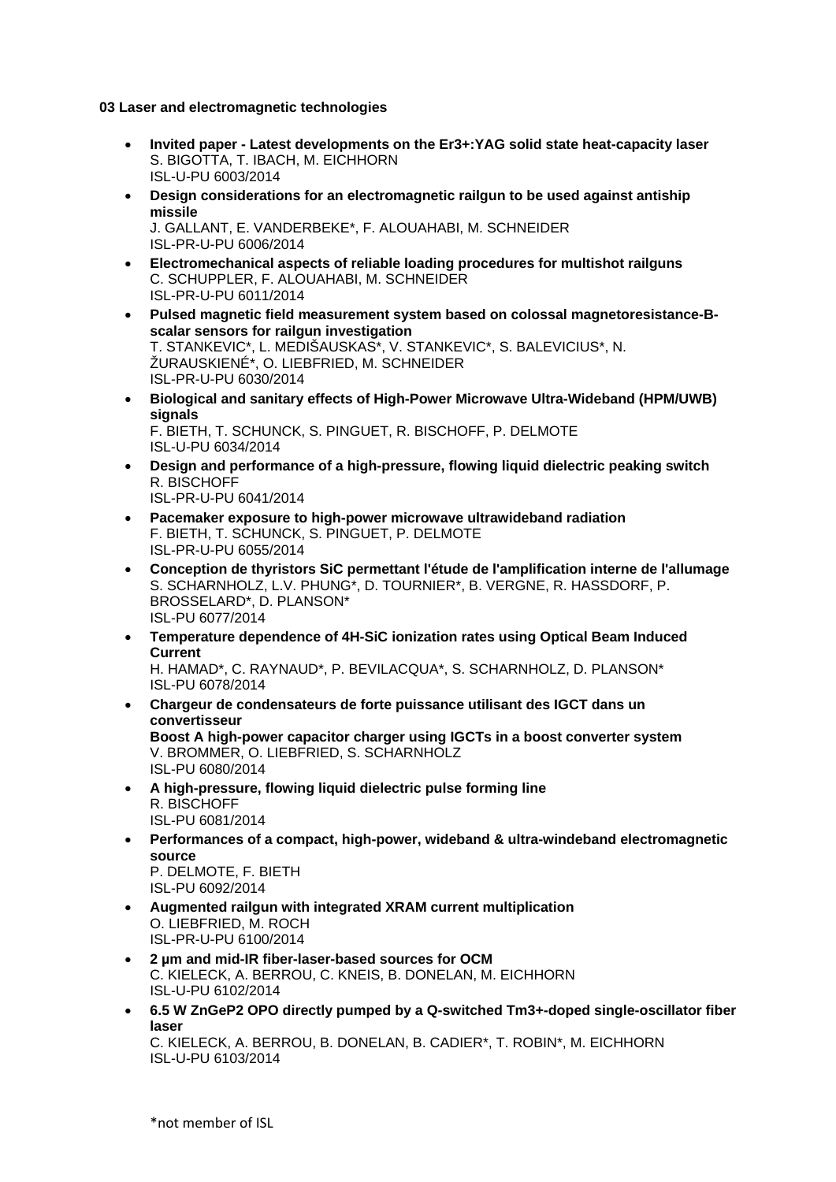**03 Laser and electromagnetic technologies**

- **Invited paper - Latest developments on the Er3+:YAG solid state heat-capacity laser**
  S. BIGOTTA, T. IBACH, M. EICHHORN
  ISL-U-PU 6003/2014
- **Design considerations for an electromagnetic railgun to be used against antiship missile**
  J. GALLANT, E. VANDERBEKE*, F. ALOUAHABI, M. SCHNEIDER
  ISL-PR-U-PU 6006/2014
- **Electromechanical aspects of reliable loading procedures for multishot railguns**
  C. SCHUPPLER, F. ALOUAHABI, M. SCHNEIDER
  ISL-PR-U-PU 6011/2014
- **Pulsed magnetic field measurement system based on colossal magnetoresistance-B-scalar sensors for railgun investigation**
  T. STANKEVIC*, L. MEDIŠAUSKAS*, V. STANKEVIC*, S. BALEVICIUS*, N. ŽURAUSKIENÉ*, O. LIEBFRIED, M. SCHNEIDER
  ISL-PR-U-PU 6030/2014
- **Biological and sanitary effects of High-Power Microwave Ultra-Wideband (HPM/UWB) signals**
  F. BIETH, T. SCHUNCK, S. PINGUET, R. BISCHOFF, P. DELMOTE
  ISL-U-PU 6034/2014
- **Design and performance of a high-pressure, flowing liquid dielectric peaking switch**
  R. BISCHOFF
  ISL-PR-U-PU 6041/2014
- **Pacemaker exposure to high-power microwave ultrawideband radiation**
  F. BIETH, T. SCHUNCK, S. PINGUET, P. DELMOTE
  ISL-PR-U-PU 6055/2014
- **Conception de thyristors SiC permettant l'étude de l'amplification interne de l'allumage**
  S. SCHARNHOLZ, L.V. PHUNG*, D. TOURNIER*, B. VERGNE, R. HASSDORF, P. BROSSELARD*, D. PLANSON*
  ISL-PU 6077/2014
- **Temperature dependence of 4H-SiC ionization rates using Optical Beam Induced Current**
  H. HAMAD*, C. RAYNAUD*, P. BEVILACQUA*, S. SCHARNHOLZ, D. PLANSON*
  ISL-PU 6078/2014
- **Chargeur de condensateurs de forte puissance utilisant des IGCT dans un convertisseur**
  **Boost A high-power capacitor charger using IGCTs in a boost converter system**
  V. BROMMER, O. LIEBFRIED, S. SCHARNHOLZ
  ISL-PU 6080/2014
- **A high-pressure, flowing liquid dielectric pulse forming line**
  R. BISCHOFF
  ISL-PU 6081/2014
- **Performances of a compact, high-power, wideband & ultra-windeband electromagnetic source**
  P. DELMOTE, F. BIETH
  ISL-PU 6092/2014
- **Augmented railgun with integrated XRAM current multiplication**
  O. LIEBFRIED, M. ROCH
  ISL-PR-U-PU 6100/2014
- **2 µm and mid-IR fiber-laser-based sources for OCM**
  C. KIELECK, A. BERROU, C. KNEIS, B. DONELAN, M. EICHHORN
  ISL-U-PU 6102/2014
- **6.5 W ZnGeP2 OPO directly pumped by a Q-switched Tm3+-doped single-oscillator fiber laser**
  C. KIELECK, A. BERROU, B. DONELAN, B. CADIER*, T. ROBIN*, M. EICHHORN
  ISL-U-PU 6103/2014

*not member of ISL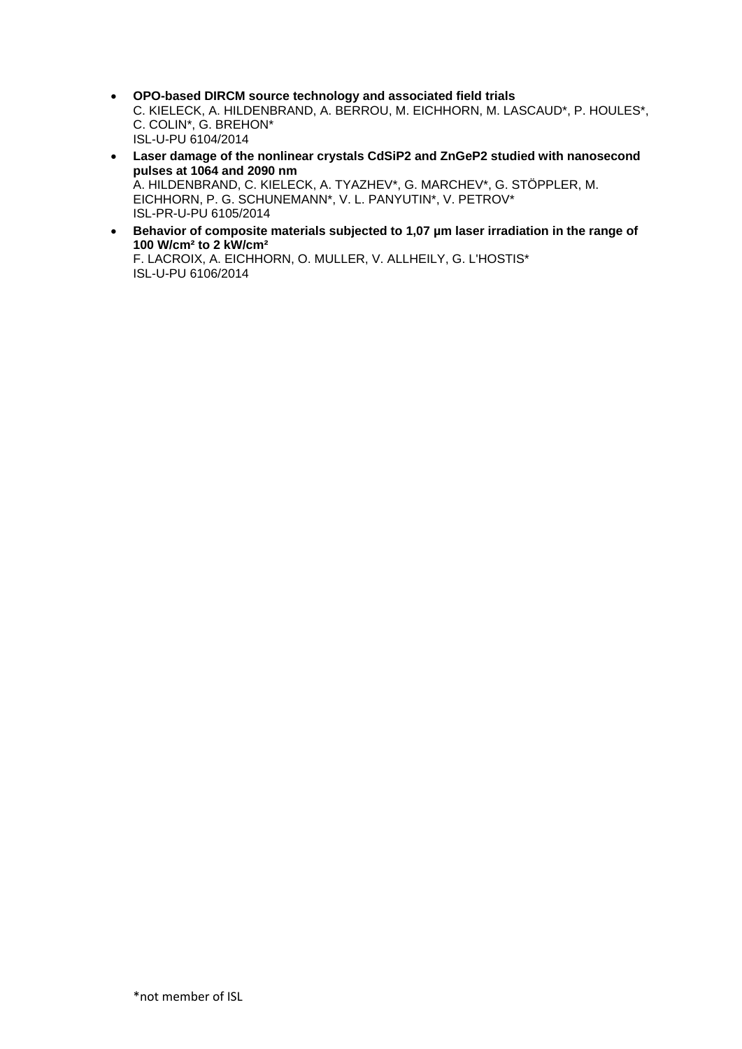- **OPO-based DIRCM source technology and associated field trials**
  C. KIELECK, A. HILDENBRAND, A. BERROU, M. EICHHORN, M. LASCAUD*, P. HOULES*, C. COLIN*, G. BREHON*
  ISL-U-PU 6104/2014
- **Laser damage of the nonlinear crystals CdSiP2 and ZnGeP2 studied with nanosecond pulses at 1064 and 2090 nm**
  A. HILDENBRAND, C. KIELECK, A. TYAZHEV*, G. MARCHEV*, G. STÖPPLER, M. EICHHORN, P. G. SCHUNEMANN*, V. L. PANYUTIN*, V. PETROV*
  ISL-PR-U-PU 6105/2014
- **Behavior of composite materials subjected to 1,07 µm laser irradiation in the range of 100 W/cm² to 2 kW/cm²**
  F. LACROIX, A. EICHHORN, O. MULLER, V. ALLHEILY, G. L'HOSTIS*
  ISL-U-PU 6106/2014

*not member of ISL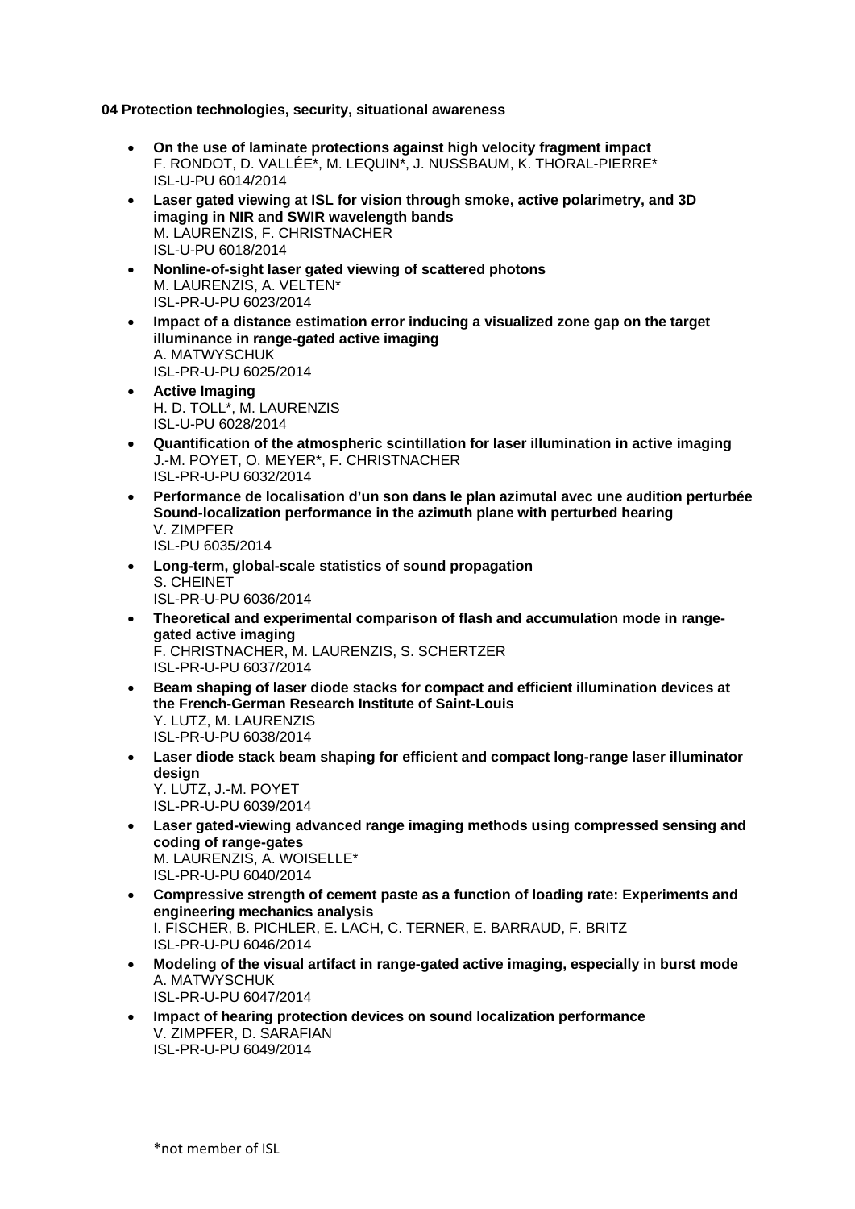**04 Protection technologies, security, situational awareness**

- **On the use of laminate protections against high velocity fragment impact**
  F. RONDOT, D. VALLÉE*, M. LEQUIN*, J. NUSSBAUM, K. THORAL-PIERRE*
  ISL-U-PU 6014/2014
- **Laser gated viewing at ISL for vision through smoke, active polarimetry, and 3D imaging in NIR and SWIR wavelength bands**
  M. LAURENZIS, F. CHRISTNACHER
  ISL-U-PU 6018/2014
- **Nonline-of-sight laser gated viewing of scattered photons**
  M. LAURENZIS, A. VELTEN*
  ISL-PR-U-PU 6023/2014
- **Impact of a distance estimation error inducing a visualized zone gap on the target illuminance in range-gated active imaging**
  A. MATWYSCHUK
  ISL-PR-U-PU 6025/2014
- **Active Imaging**
  H. D. TOLL*, M. LAURENZIS
  ISL-U-PU 6028/2014
- **Quantification of the atmospheric scintillation for laser illumination in active imaging**
  J.-M. POYET, O. MEYER*, F. CHRISTNACHER
  ISL-PR-U-PU 6032/2014
- **Performance de localisation d'un son dans le plan azimutal avec une audition perturbée Sound-localization performance in the azimuth plane with perturbed hearing**
  V. ZIMPFER
  ISL-PU 6035/2014
- **Long-term, global-scale statistics of sound propagation**
  S. CHEINET
  ISL-PR-U-PU 6036/2014
- **Theoretical and experimental comparison of flash and accumulation mode in range-gated active imaging**
  F. CHRISTNACHER, M. LAURENZIS, S. SCHERTZER
  ISL-PR-U-PU 6037/2014
- **Beam shaping of laser diode stacks for compact and efficient illumination devices at the French-German Research Institute of Saint-Louis**
  Y. LUTZ, M. LAURENZIS
  ISL-PR-U-PU 6038/2014
- **Laser diode stack beam shaping for efficient and compact long-range laser illuminator design**
  Y. LUTZ, J.-M. POYET
  ISL-PR-U-PU 6039/2014
- **Laser gated-viewing advanced range imaging methods using compressed sensing and coding of range-gates**
  M. LAURENZIS, A. WOISELLE*
  ISL-PR-U-PU 6040/2014
- **Compressive strength of cement paste as a function of loading rate: Experiments and engineering mechanics analysis**
  I. FISCHER, B. PICHLER, E. LACH, C. TERNER, E. BARRAUD, F. BRITZ
  ISL-PR-U-PU 6046/2014
- **Modeling of the visual artifact in range-gated active imaging, especially in burst mode**
  A. MATWYSCHUK
  ISL-PR-U-PU 6047/2014
- **Impact of hearing protection devices on sound localization performance**
  V. ZIMPFER, D. SARAFIAN
  ISL-PR-U-PU 6049/2014

*not member of ISL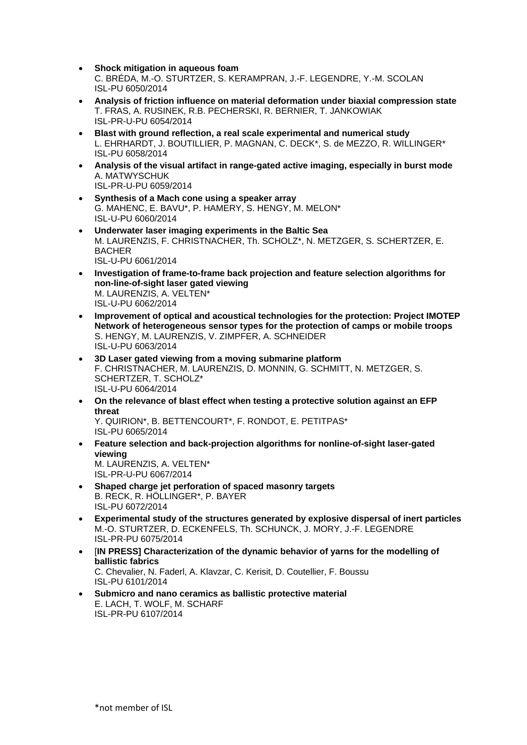- **Shock mitigation in aqueous foam**
  C. BRÉDA, M.-O. STURTZER, S. KERAMPRAN, J.-F. LEGENDRE, Y.-M. SCOLAN
  ISL-PU 6050/2014
- **Analysis of friction influence on material deformation under biaxial compression state**
  T. FRAS, A. RUSINEK, R.B. PECHERSKI, R. BERNIER, T. JANKOWIAK
  ISL-PR-U-PU 6054/2014
- **Blast with ground reflection, a real scale experimental and numerical study**
  L. EHRHARDT, J. BOUTILLIER, P. MAGNAN, C. DECK*, S. de MEZZO, R. WILLINGER*
  ISL-PU 6058/2014
- **Analysis of the visual artifact in range-gated active imaging, especially in burst mode**
  A. MATWYSCHUK
  ISL-PR-U-PU 6059/2014
- **Synthesis of a Mach cone using a speaker array**
  G. MAHENC, E. BAVU*, P. HAMERY, S. HENGY, M. MELON*
  ISL-U-PU 6060/2014
- **Underwater laser imaging experiments in the Baltic Sea**
  M. LAURENZIS, F. CHRISTNACHER, Th. SCHOLZ*, N. METZGER, S. SCHERTZER, E. BACHER
  ISL-U-PU 6061/2014
- **Investigation of frame-to-frame back projection and feature selection algorithms for non-line-of-sight laser gated viewing**
  M. LAURENZIS, A. VELTEN*
  ISL-U-PU 6062/2014
- **Improvement of optical and acoustical technologies for the protection: Project IMOTEP Network of heterogeneous sensor types for the protection of camps or mobile troops**
  S. HENGY, M. LAURENZIS, V. ZIMPFER, A. SCHNEIDER
  ISL-U-PU 6063/2014
- **3D Laser gated viewing from a moving submarine platform**
  F. CHRISTNACHER, M. LAURENZIS, D. MONNIN, G. SCHMITT, N. METZGER, S. SCHERTZER, T. SCHOLZ*
  ISL-U-PU 6064/2014
- **On the relevance of blast effect when testing a protective solution against an EFP threat**
  Y. QUIRION*, B. BETTENCOURT*, F. RONDOT, E. PETITPAS*
  ISL-PU 6065/2014
- **Feature selection and back-projection algorithms for nonline-of-sight laser-gated viewing**
  M. LAURENZIS, A. VELTEN*
  ISL-PR-U-PU 6067/2014
- **Shaped charge jet perforation of spaced masonry targets**
  B. RECK, R. HÖLLINGER*, P. BAYER
  ISL-PU 6072/2014
- **Experimental study of the structures generated by explosive dispersal of inert particles**
  M.-O. STURTZER, D. ECKENFELS, Th. SCHUNCK, J. MORY, J.-F. LEGENDRE
  ISL-PR-PU 6075/2014
- [**IN PRESS] Characterization of the dynamic behavior of yarns for the modelling of ballistic fabrics**
  C. Chevalier, N. Faderl, A. Klavzar, C. Kerisit, D. Coutellier, F. Boussu
  ISL-PU 6101/2014
- **Submicro and nano ceramics as ballistic protective material**
  E. LACH, T. WOLF, M. SCHARF
  ISL-PR-PU 6107/2014

*not member of ISL